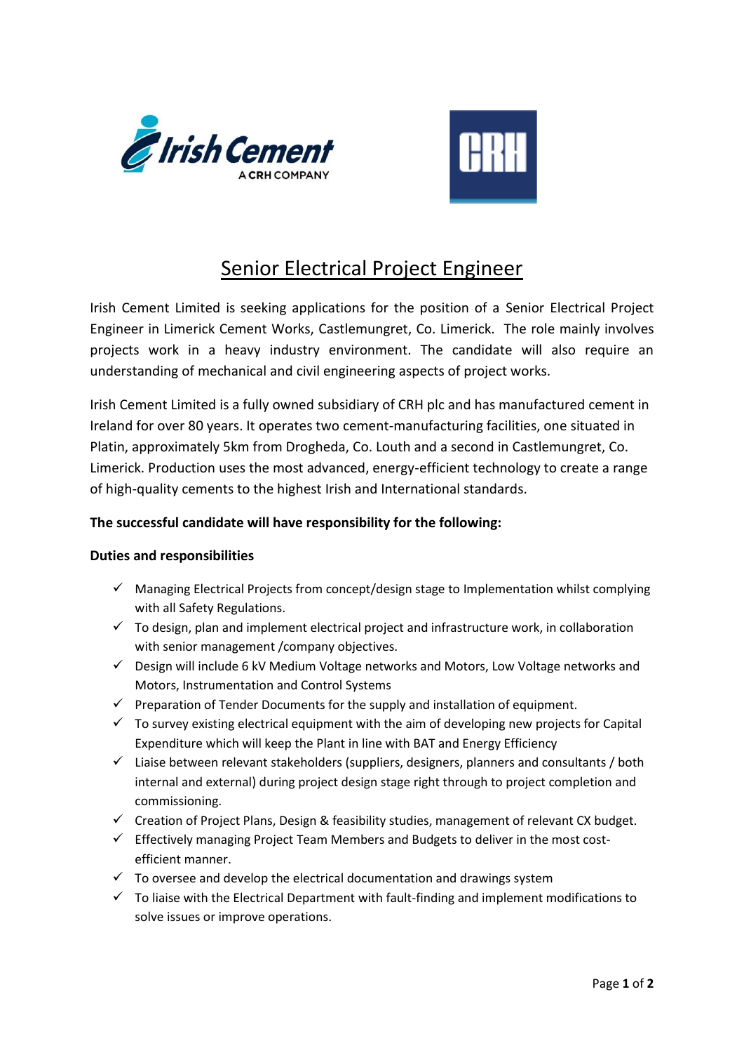# Senior Electrical Project Engineer

Irish Cement Limited is seeking applications for the position of a Senior Electrical Project Engineer in Limerick Cement Works, Castlemungret, Co. Limerick. The role mainly involves projects work in a heavy industry environment. The candidate will also require an understanding of mechanical and civil engineering aspects of project works.

Irish Cement Limited is a fully owned subsidiary of CRH plc and has manufactured cement in Ireland for over 80 years. It operates two cement-manufacturing facilities, one situated in Platin, approximately 5km from Drogheda, Co. Louth and a second in Castlemungret, Co. Limerick. Production uses the most advanced, energy-efficient technology to create a range of high-quality cements to the highest Irish and International standards.

**The successful candidate will have responsibility for the following:**

**Duties and responsibilities**

- ✓ Managing Electrical Projects from concept/design stage to Implementation whilst complying with all Safety Regulations.
- ✓ To design, plan and implement electrical project and infrastructure work, in collaboration with senior management /company objectives.
- ✓ Design will include 6 kV Medium Voltage networks and Motors, Low Voltage networks and Motors, Instrumentation and Control Systems
- ✓ Preparation of Tender Documents for the supply and installation of equipment.
- ✓ To survey existing electrical equipment with the aim of developing new projects for Capital Expenditure which will keep the Plant in line with BAT and Energy Efficiency
- ✓ Liaise between relevant stakeholders (suppliers, designers, planners and consultants / both internal and external) during project design stage right through to project completion and commissioning.
- ✓ Creation of Project Plans, Design & feasibility studies, management of relevant CX budget.
- ✓ Effectively managing Project Team Members and Budgets to deliver in the most cost-efficient manner.
- ✓ To oversee and develop the electrical documentation and drawings system
- ✓ To liaise with the Electrical Department with fault-finding and implement modifications to solve issues or improve operations.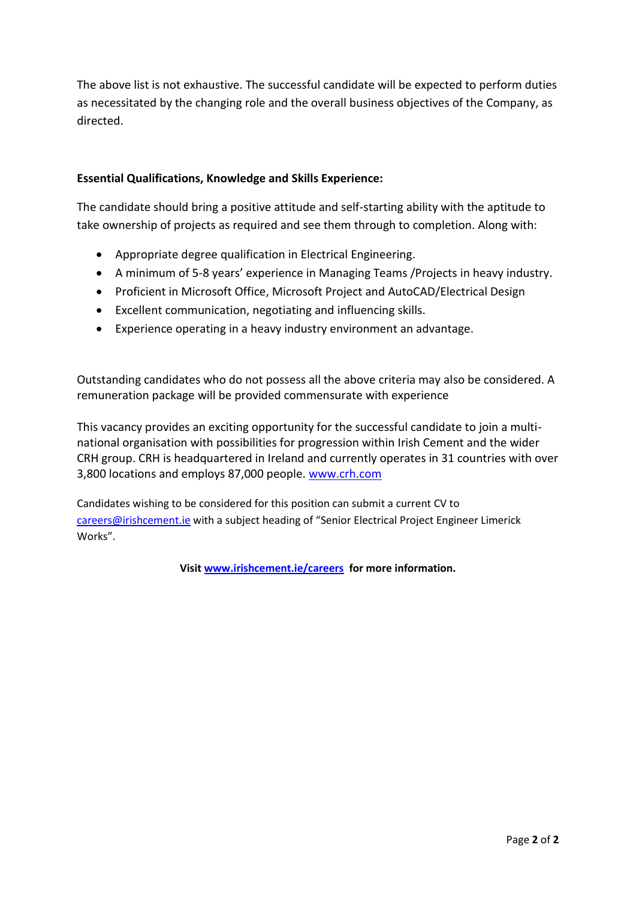The above list is not exhaustive. The successful candidate will be expected to perform duties as necessitated by the changing role and the overall business objectives of the Company, as directed.

**Essential Qualifications, Knowledge and Skills Experience:**

The candidate should bring a positive attitude and self-starting ability with the aptitude to take ownership of projects as required and see them through to completion. Along with:

- Appropriate degree qualification in Electrical Engineering.
- A minimum of 5-8 years' experience in Managing Teams /Projects in heavy industry.
- Proficient in Microsoft Office, Microsoft Project and AutoCAD/Electrical Design
- Excellent communication, negotiating and influencing skills.
- Experience operating in a heavy industry environment an advantage.

Outstanding candidates who do not possess all the above criteria may also be considered. A remuneration package will be provided commensurate with experience

This vacancy provides an exciting opportunity for the successful candidate to join a multi-national organisation with possibilities for progression within Irish Cement and the wider CRH group. CRH is headquartered in Ireland and currently operates in 31 countries with over 3,800 locations and employs 87,000 people. [www.crh.com](http://www.crh.com)

Candidates wishing to be considered for this position can submit a current CV to [careers@irishcement.ie](mailto:careers@irishcement.ie) with a subject heading of "Senior Electrical Project Engineer Limerick Works".

**Visit [www.irishcement.ie/careers](http://www.irishcement.ie/careers) for more information.**